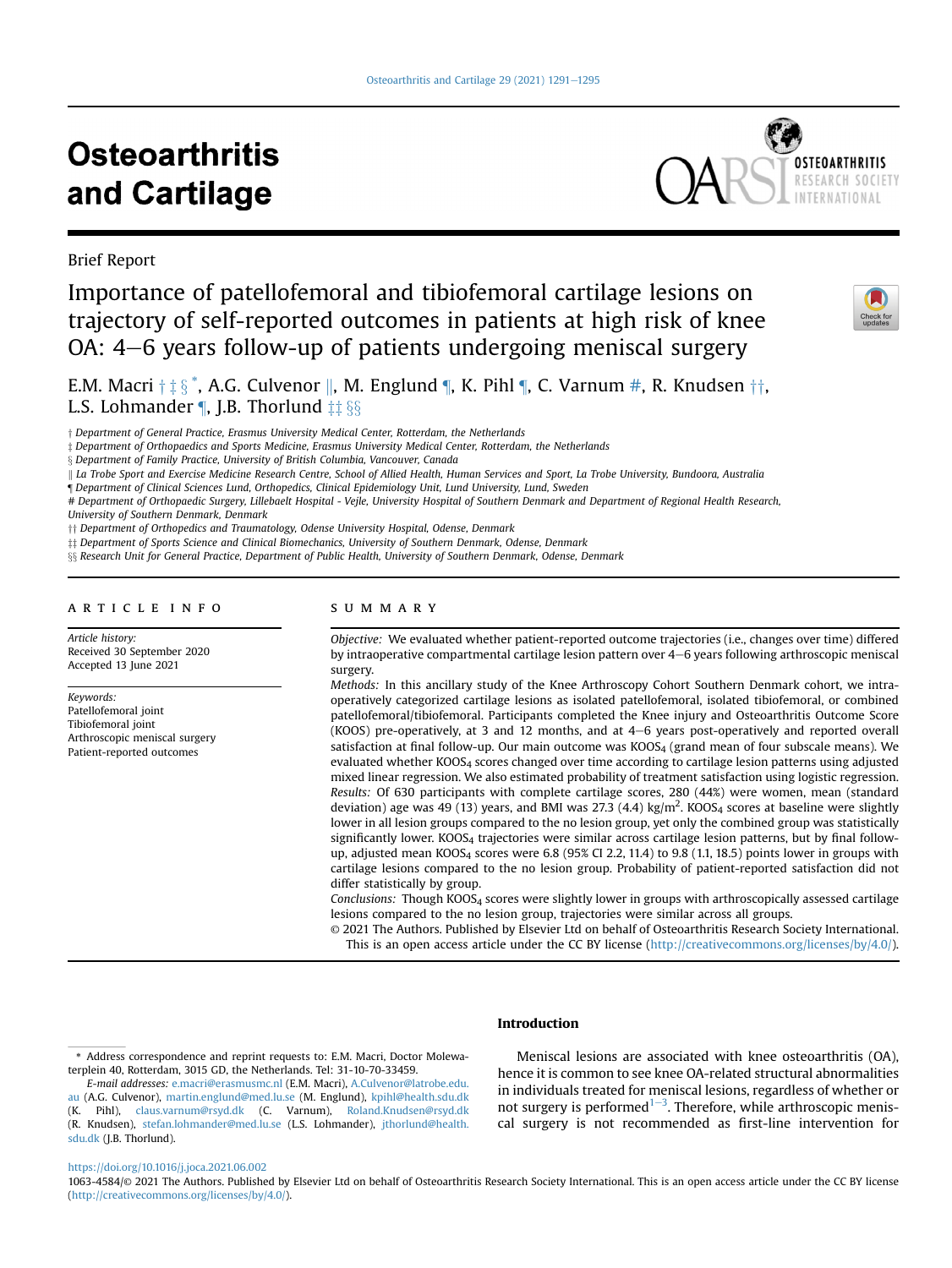Brief Report

# Importance of patellofemoral and tibiofemoral cartilage lesions on trajectory of self-reported outcomes in patients at high risk of knee OA: 4–6 years follow-up of patients undergoing meniscal surgery

E.M. Macri [†, ‡, §, *], A.G. Culvenor [‖], M. Englund [¶], K. Pihl [¶], C. Varnum [#], R. Knudsen [††], L.S. Lohmander [¶], J.B. Thorlund [‡‡, §§]

† Department of General Practice, Erasmus University Medical Center, Rotterdam, the Netherlands
‡ Department of Orthopaedics and Sports Medicine, Erasmus University Medical Center, Rotterdam, the Netherlands
§ Department of Family Practice, University of British Columbia, Vancouver, Canada
‖ La Trobe Sport and Exercise Medicine Research Centre, School of Allied Health, Human Services and Sport, La Trobe University, Bundoora, Australia
¶ Department of Clinical Sciences Lund, Orthopedics, Clinical Epidemiology Unit, Lund University, Lund, Sweden
# Department of Orthopaedic Surgery, Lillebaelt Hospital - Vejle, University Hospital of Southern Denmark and Department of Regional Health Research, University of Southern Denmark, Denmark
†† Department of Orthopedics and Traumatology, Odense University Hospital, Odense, Denmark
‡‡ Department of Sports Science and Clinical Biomechanics, University of Southern Denmark, Odense, Denmark
§§ Research Unit for General Practice, Department of Public Health, University of Southern Denmark, Odense, Denmark

## ARTICLE INFO

*Article history:*
Received 30 September 2020
Accepted 13 June 2021

*Keywords:*
Patellofemoral joint
Tibiofemoral joint
Arthroscopic meniscal surgery
Patient-reported outcomes

## SUMMARY

*Objective:* We evaluated whether patient-reported outcome trajectories (i.e., changes over time) differed by intraoperative compartmental cartilage lesion pattern over 4–6 years following arthroscopic meniscal surgery.

*Methods:* In this ancillary study of the Knee Arthroscopy Cohort Southern Denmark cohort, we intraoperatively categorized cartilage lesions as isolated patellofemoral, isolated tibiofemoral, or combined patellofemoral/tibiofemoral. Participants completed the Knee injury and Osteoarthritis Outcome Score (KOOS) pre-operatively, at 3 and 12 months, and at 4–6 years post-operatively and reported overall satisfaction at final follow-up. Our main outcome was $KOOS_4$ (grand mean of four subscale means). We evaluated whether $KOOS_4$ scores changed over time according to cartilage lesion patterns using adjusted mixed linear regression. We also estimated probability of treatment satisfaction using logistic regression.

*Results:* Of 630 participants with complete cartilage scores, 280 (44%) were women, mean (standard deviation) age was 49 (13) years, and BMI was 27.3 (4.4) $kg/m^2$. $KOOS_4$ scores at baseline were slightly lower in all lesion groups compared to the no lesion group, yet only the combined group was statistically significantly lower. $KOOS_4$ trajectories were similar across cartilage lesion patterns, but by final follow-up, adjusted mean $KOOS_4$ scores were 6.8 (95% CI 2.2, 11.4) to 9.8 (1.1, 18.5) points lower in groups with cartilage lesions compared to the no lesion group. Probability of patient-reported satisfaction did not differ statistically by group.

*Conclusions:* Though $KOOS_4$ scores were slightly lower in groups with arthroscopically assessed cartilage lesions compared to the no lesion group, trajectories were similar across all groups.

© 2021 The Authors. Published by Elsevier Ltd on behalf of Osteoarthritis Research Society International. This is an open access article under the CC BY license (http://creativecommons.org/licenses/by/4.0/).

## Introduction

Meniscal lesions are associated with knee osteoarthritis (OA), hence it is common to see knee OA-related structural abnormalities in individuals treated for meniscal lesions, regardless of whether or not surgery is performed[1–3]. Therefore, while arthroscopic meniscal surgery is not recommended as first-line intervention for

* Address correspondence and reprint requests to: E.M. Macri, Doctor Molewaterplein 40, Rotterdam, 3015 GD, the Netherlands. Tel: 31-10-70-33459.

*E-mail addresses:* e.macri@erasmusmc.nl (E.M. Macri), A.Culvenor@latrobe.edu.au (A.G. Culvenor), martin.englund@med.lu.se (M. Englund), kpihl@health.sdu.dk (K. Pihl), claus.varnum@rsyd.dk (C. Varnum), Roland.Knudsen@rsyd.dk (R. Knudsen), stefan.lohmander@med.lu.se (L.S. Lohmander), jthorlund@health.sdu.dk (J.B. Thorlund).

https://doi.org/10.1016/j.joca.2021.06.002
1063-4584/© 2021 The Authors. Published by Elsevier Ltd on behalf of Osteoarthritis Research Society International. This is an open access article under the CC BY license (http://creativecommons.org/licenses/by/4.0/).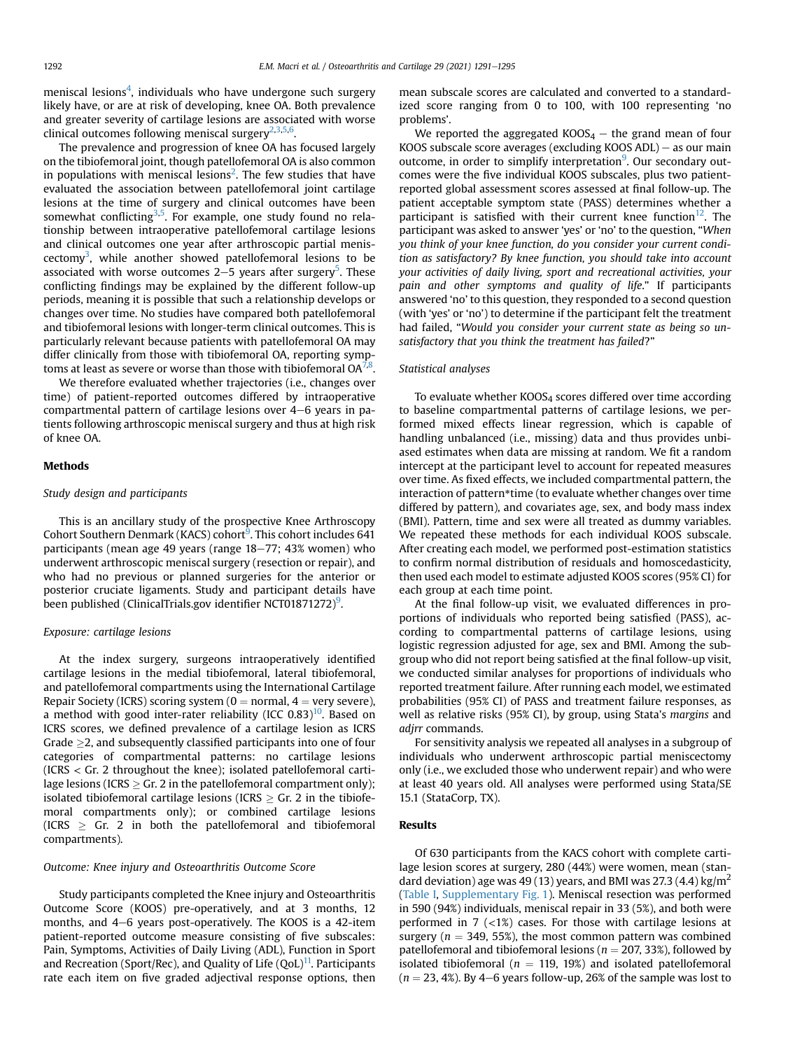meniscal lesions[4], individuals who have undergone such surgery likely have, or are at risk of developing, knee OA. Both prevalence and greater severity of cartilage lesions are associated with worse clinical outcomes following meniscal surgery[2,3,5,6].

The prevalence and progression of knee OA has focused largely on the tibiofemoral joint, though patellofemoral OA is also common in populations with meniscal lesions[2]. The few studies that have evaluated the association between patellofemoral joint cartilage lesions at the time of surgery and clinical outcomes have been somewhat conflicting[3,5]. For example, one study found no relationship between intraoperative patellofemoral cartilage lesions and clinical outcomes one year after arthroscopic partial meniscectomy[3], while another showed patellofemoral lesions to be associated with worse outcomes 2–5 years after surgery[5]. These conflicting findings may be explained by the different follow-up periods, meaning it is possible that such a relationship develops or changes over time. No studies have compared both patellofemoral and tibiofemoral lesions with longer-term clinical outcomes. This is particularly relevant because patients with patellofemoral OA may differ clinically from those with tibiofemoral OA, reporting symptoms at least as severe or worse than those with tibiofemoral OA[7,8].

We therefore evaluated whether trajectories (i.e., changes over time) of patient-reported outcomes differed by intraoperative compartmental pattern of cartilage lesions over 4–6 years in patients following arthroscopic meniscal surgery and thus at high risk of knee OA.

## Methods

### Study design and participants

This is an ancillary study of the prospective Knee Arthroscopy Cohort Southern Denmark (KACS) cohort[9]. This cohort includes 641 participants (mean age 49 years (range 18–77; 43% women) who underwent arthroscopic meniscal surgery (resection or repair), and who had no previous or planned surgeries for the anterior or posterior cruciate ligaments. Study and participant details have been published (ClinicalTrials.gov identifier NCT01871272)[9].

### Exposure: cartilage lesions

At the index surgery, surgeons intraoperatively identified cartilage lesions in the medial tibiofemoral, lateral tibiofemoral, and patellofemoral compartments using the International Cartilage Repair Society (ICRS) scoring system (0 = normal, 4 = very severe), a method with good inter-rater reliability (ICC 0.83)[10]. Based on ICRS scores, we defined prevalence of a cartilage lesion as ICRS Grade $\geq$2, and subsequently classified participants into one of four categories of compartmental patterns: no cartilage lesions (ICRS < Gr. 2 throughout the knee); isolated patellofemoral cartilage lesions (ICRS $\geq$ Gr. 2 in the patellofemoral compartment only); isolated tibiofemoral cartilage lesions (ICRS $\geq$ Gr. 2 in the tibiofemoral compartments only); or combined cartilage lesions (ICRS $\geq$ Gr. 2 in both the patellofemoral and tibiofemoral compartments).

### Outcome: Knee injury and Osteoarthritis Outcome Score

Study participants completed the Knee injury and Osteoarthritis Outcome Score (KOOS) pre-operatively, and at 3 months, 12 months, and 4–6 years post-operatively. The KOOS is a 42-item patient-reported outcome measure consisting of five subscales: Pain, Symptoms, Activities of Daily Living (ADL), Function in Sport and Recreation (Sport/Rec), and Quality of Life (QoL)[11]. Participants rate each item on five graded adjectival response options, then mean subscale scores are calculated and converted to a standardized score ranging from 0 to 100, with 100 representing 'no problems'.

We reported the aggregated $KOOS_4$ – the grand mean of four KOOS subscale score averages (excluding KOOS ADL) – as our main outcome, in order to simplify interpretation[9]. Our secondary outcomes were the five individual KOOS subscales, plus two patient-reported global assessment scores assessed at final follow-up. The patient acceptable symptom state (PASS) determines whether a participant is satisfied with their current knee function[12]. The participant was asked to answer 'yes' or 'no' to the question, "*When you think of your knee function, do you consider your current condition as satisfactory? By knee function, you should take into account your activities of daily living, sport and recreational activities, your pain and other symptoms and quality of life.*" If participants answered 'no' to this question, they responded to a second question (with 'yes' or 'no') to determine if the participant felt the treatment had failed, "*Would you consider your current state as being so unsatisfactory that you think the treatment has failed?*"

### Statistical analyses

To evaluate whether $KOOS_4$ scores differed over time according to baseline compartmental patterns of cartilage lesions, we performed mixed effects linear regression, which is capable of handling unbalanced (i.e., missing) data and thus provides unbiased estimates when data are missing at random. We fit a random intercept at the participant level to account for repeated measures over time. As fixed effects, we included compartmental pattern, the interaction of pattern*time (to evaluate whether changes over time differed by pattern), and covariates age, sex, and body mass index (BMI). Pattern, time and sex were all treated as dummy variables. We repeated these methods for each individual KOOS subscale. After creating each model, we performed post-estimation statistics to confirm normal distribution of residuals and homoscedasticity, then used each model to estimate adjusted KOOS scores (95% CI) for each group at each time point.

At the final follow-up visit, we evaluated differences in proportions of individuals who reported being satisfied (PASS), according to compartmental patterns of cartilage lesions, using logistic regression adjusted for age, sex and BMI. Among the subgroup who did not report being satisfied at the final follow-up visit, we conducted similar analyses for proportions of individuals who reported treatment failure. After running each model, we estimated probabilities (95% CI) of PASS and treatment failure responses, as well as relative risks (95% CI), by group, using Stata's *margins* and *adjrr* commands.

For sensitivity analysis we repeated all analyses in a subgroup of individuals who underwent arthroscopic partial meniscectomy only (i.e., we excluded those who underwent repair) and who were at least 40 years old. All analyses were performed using Stata/SE 15.1 (StataCorp, TX).

## Results

Of 630 participants from the KACS cohort with complete cartilage lesion scores at surgery, 280 (44%) were women, mean (standard deviation) age was 49 (13) years, and BMI was 27.3 (4.4) kg/m$^2$ (Table I, Supplementary Fig. 1). Meniscal resection was performed in 590 (94%) individuals, meniscal repair in 33 (5%), and both were performed in 7 (<1%) cases. For those with cartilage lesions at surgery ($n$ = 349, 55%), the most common pattern was combined patellofemoral and tibiofemoral lesions ($n$ = 207, 33%), followed by isolated tibiofemoral ($n$ = 119, 19%) and isolated patellofemoral ($n$ = 23, 4%). By 4–6 years follow-up, 26% of the sample was lost to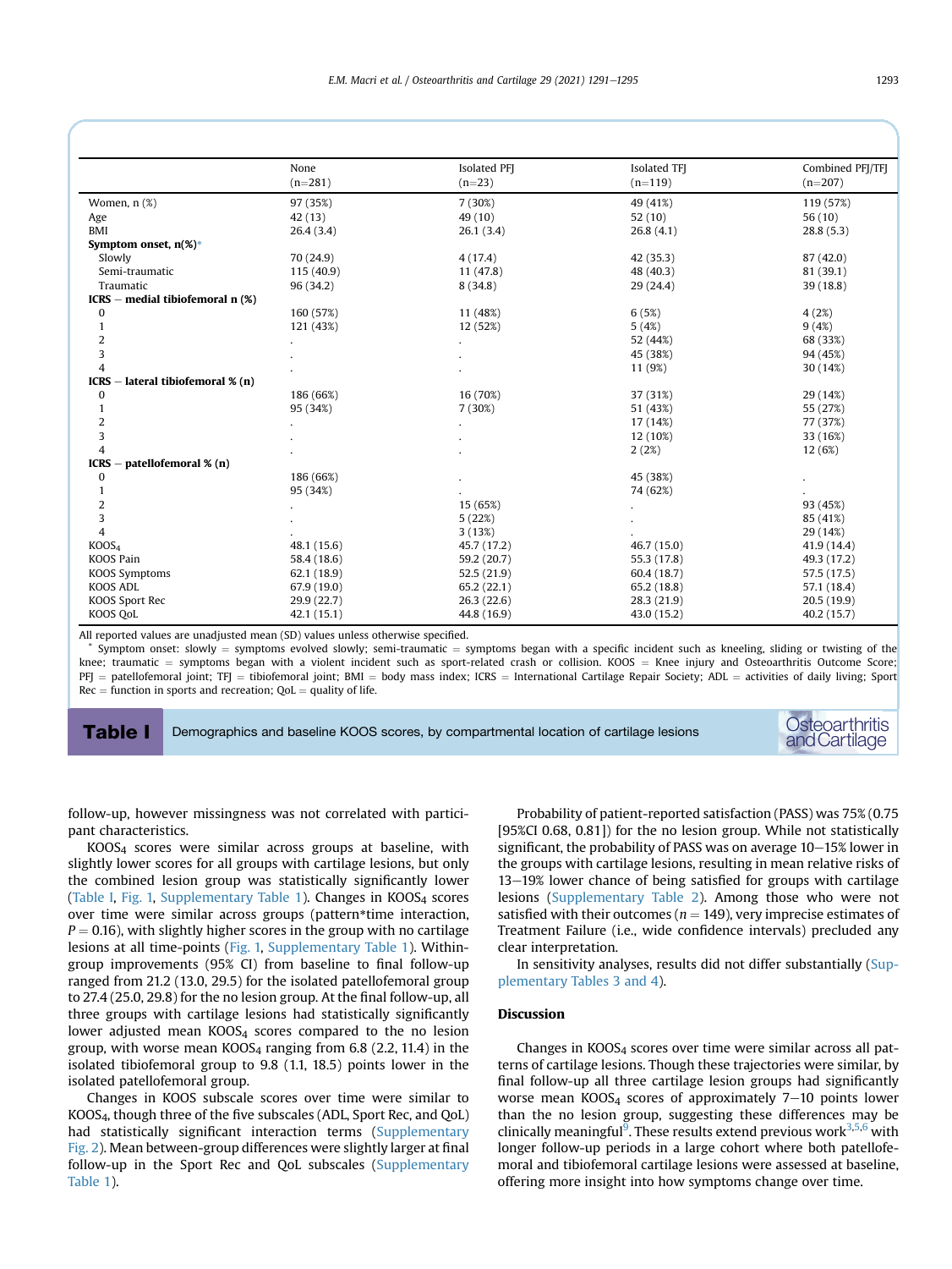**Table I** Demographics and baseline KOOS scores, by compartmental location of cartilage lesions

| | None (n=281) | Isolated PFJ (n=23) | Isolated TFJ (n=119) | Combined PFJ/TFJ (n=207) |
|---|---|---|---|---|
| Women, n (%) | 97 (35%) | 7 (30%) | 49 (41%) | 119 (57%) |
| Age | 42 (13) | 49 (10) | 52 (10) | 56 (10) |
| BMI | 26.4 (3.4) | 26.1 (3.4) | 26.8 (4.1) | 28.8 (5.3) |
| **Symptom onset, n(%)*** | | | | |
| Slowly | 70 (24.9) | 4 (17.4) | 42 (35.3) | 87 (42.0) |
| Semi-traumatic | 115 (40.9) | 11 (47.8) | 48 (40.3) | 81 (39.1) |
| Traumatic | 96 (34.2) | 8 (34.8) | 29 (24.4) | 39 (18.8) |
| **ICRS − medial tibiofemoral n (%)** | | | | |
| 0 | 160 (57%) | 11 (48%) | 6 (5%) | 4 (2%) |
| 1 | 121 (43%) | 12 (52%) | 5 (4%) | 9 (4%) |
| 2 | . | . | 52 (44%) | 68 (33%) |
| 3 | . | . | 45 (38%) | 94 (45%) |
| 4 | . | . | 11 (9%) | 30 (14%) |
| **ICRS − lateral tibiofemoral % (n)** | | | | |
| 0 | 186 (66%) | 16 (70%) | 37 (31%) | 29 (14%) |
| 1 | 95 (34%) | 7 (30%) | 51 (43%) | 55 (27%) |
| 2 | . | . | 17 (14%) | 77 (37%) |
| 3 | . | . | 12 (10%) | 33 (16%) |
| 4 | . | . | 2 (2%) | 12 (6%) |
| **ICRS − patellofemoral % (n)** | | | | |
| 0 | 186 (66%) | . | 45 (38%) | . |
| 1 | 95 (34%) | . | 74 (62%) | . |
| 2 | . | 15 (65%) | . | 93 (45%) |
| 3 | . | 5 (22%) | . | 85 (41%) |
| 4 | . | 3 (13%) | . | 29 (14%) |
| $KOOS_4$ | 48.1 (15.6) | 45.7 (17.2) | 46.7 (15.0) | 41.9 (14.4) |
| KOOS Pain | 58.4 (18.6) | 59.2 (20.7) | 55.3 (17.8) | 49.3 (17.2) |
| KOOS Symptoms | 62.1 (18.9) | 52.5 (21.9) | 60.4 (18.7) | 57.5 (17.5) |
| KOOS ADL | 67.9 (19.0) | 65.2 (22.1) | 65.2 (18.8) | 57.1 (18.4) |
| KOOS Sport Rec | 29.9 (22.7) | 26.3 (22.6) | 28.3 (21.9) | 20.5 (19.9) |
| KOOS QoL | 42.1 (15.1) | 44.8 (16.9) | 43.0 (15.2) | 40.2 (15.7) |

All reported values are unadjusted mean (SD) values unless otherwise specified.
\* Symptom onset: slowly = symptoms evolved slowly; semi-traumatic = symptoms began with a specific incident such as kneeling, sliding or twisting of the knee; traumatic = symptoms began with a violent incident such as sport-related crash or collision. KOOS = Knee injury and Osteoarthritis Outcome Score; PFJ = patellofemoral joint; TFJ = tibiofemoral joint; BMI = body mass index; ICRS = International Cartilage Repair Society; ADL = activities of daily living; Sport Rec = function in sports and recreation; QoL = quality of life.

follow-up, however missingness was not correlated with participant characteristics.

$KOOS_4$ scores were similar across groups at baseline, with slightly lower scores for all groups with cartilage lesions, but only the combined lesion group was statistically significantly lower (Table I, Fig. 1, Supplementary Table 1). Changes in $KOOS_4$ scores over time were similar across groups (pattern*time interaction, $P = 0.16$), with slightly higher scores in the group with no cartilage lesions at all time-points (Fig. 1, Supplementary Table 1). Within-group improvements (95% CI) from baseline to final follow-up ranged from 21.2 (13.0, 29.5) for the isolated patellofemoral group to 27.4 (25.0, 29.8) for the no lesion group. At the final follow-up, all three groups with cartilage lesions had statistically significantly lower adjusted mean $KOOS_4$ scores compared to the no lesion group, with worse mean $KOOS_4$ ranging from 6.8 (2.2, 11.4) in the isolated tibiofemoral group to 9.8 (1.1, 18.5) points lower in the isolated patellofemoral group.

Changes in KOOS subscale scores over time were similar to $KOOS_4$, though three of the five subscales (ADL, Sport Rec, and QoL) had statistically significant interaction terms (Supplementary Fig. 2). Mean between-group differences were slightly larger at final follow-up in the Sport Rec and QoL subscales (Supplementary Table 1).

Probability of patient-reported satisfaction (PASS) was 75% (0.75 [95%CI 0.68, 0.81]) for the no lesion group. While not statistically significant, the probability of PASS was on average 10−15% lower in the groups with cartilage lesions, resulting in mean relative risks of 13−19% lower chance of being satisfied for groups with cartilage lesions (Supplementary Table 2). Among those who were not satisfied with their outcomes ($n = 149$), very imprecise estimates of Treatment Failure (i.e., wide confidence intervals) precluded any clear interpretation.

In sensitivity analyses, results did not differ substantially (Supplementary Tables 3 and 4).

## Discussion

Changes in $KOOS_4$ scores over time were similar across all patterns of cartilage lesions. Though these trajectories were similar, by final follow-up all three cartilage lesion groups had significantly worse mean $KOOS_4$ scores of approximately 7−10 points lower than the no lesion group, suggesting these differences may be clinically meaningful[9]. These results extend previous work[3,5,6] with longer follow-up periods in a large cohort where both patellofemoral and tibiofemoral cartilage lesions were assessed at baseline, offering more insight into how symptoms change over time.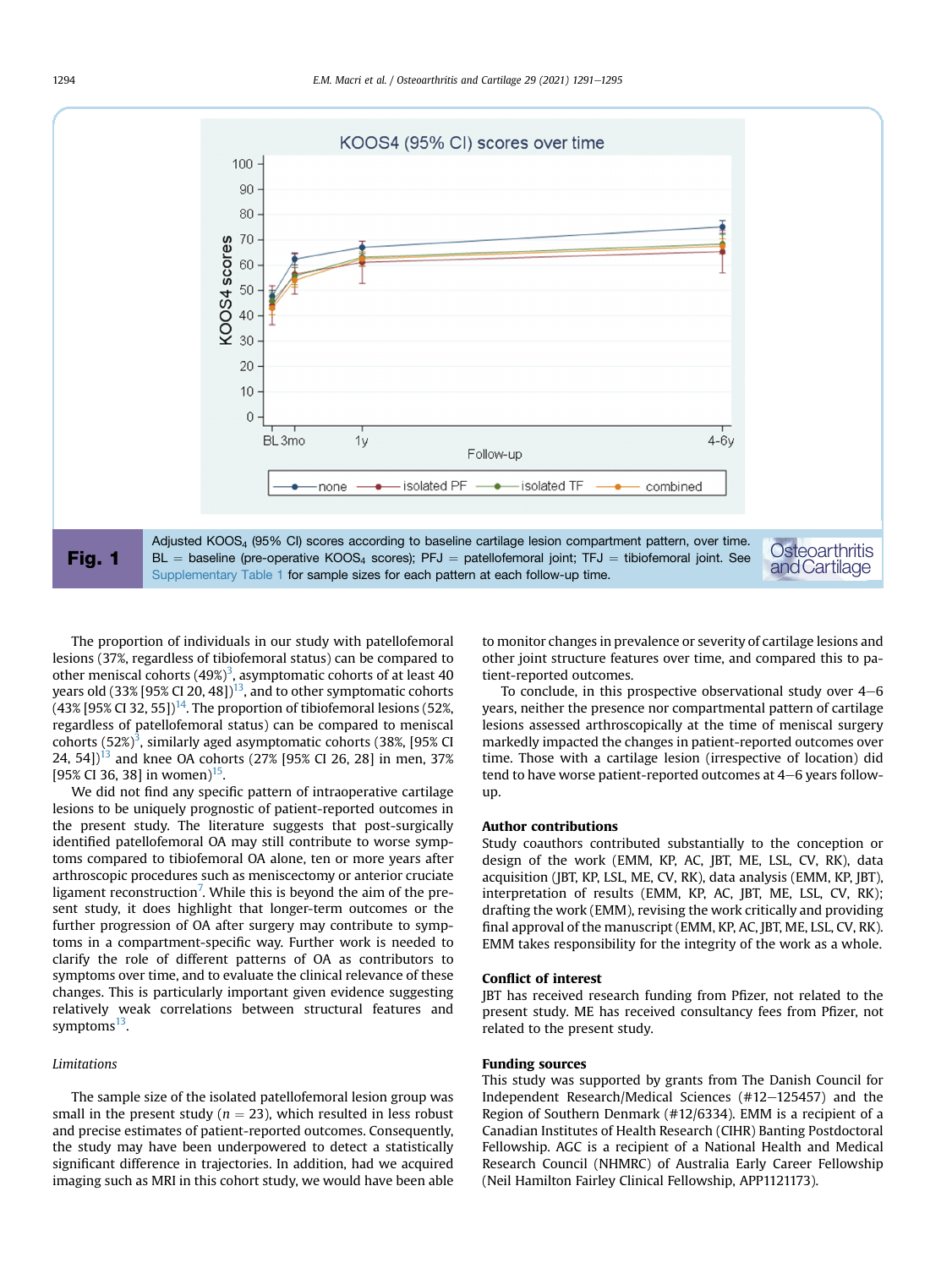Fig. 1 Adjusted $KOOS_4$ (95% CI) scores according to baseline cartilage lesion compartment pattern, over time. BL = baseline (pre-operative $KOOS_4$ scores); PFJ = patellofemoral joint; TFJ = tibiofemoral joint. See Supplementary Table 1 for sample sizes for each pattern at each follow-up time.

The proportion of individuals in our study with patellofemoral lesions (37%, regardless of tibiofemoral status) can be compared to other meniscal cohorts (49%)[3], asymptomatic cohorts of at least 40 years old (33% [95% CI 20, 48])[13], and to other symptomatic cohorts (43% [95% CI 32, 55])[14]. The proportion of tibiofemoral lesions (52%, regardless of patellofemoral status) can be compared to meniscal cohorts (52%)[3], similarly aged asymptomatic cohorts (38%, [95% CI 24, 54])[13] and knee OA cohorts (27% [95% CI 26, 28] in men, 37% [95% CI 36, 38] in women)[15].

We did not find any specific pattern of intraoperative cartilage lesions to be uniquely prognostic of patient-reported outcomes in the present study. The literature suggests that post-surgically identified patellofemoral OA may still contribute to worse symptoms compared to tibiofemoral OA alone, ten or more years after arthroscopic procedures such as meniscectomy or anterior cruciate ligament reconstruction[7]. While this is beyond the aim of the present study, it does highlight that longer-term outcomes or the further progression of OA after surgery may contribute to symptoms in a compartment-specific way. Further work is needed to clarify the role of different patterns of OA as contributors to symptoms over time, and to evaluate the clinical relevance of these changes. This is particularly important given evidence suggesting relatively weak correlations between structural features and symptoms[13].

### Limitations

The sample size of the isolated patellofemoral lesion group was small in the present study ($n = 23$), which resulted in less robust and precise estimates of patient-reported outcomes. Consequently, the study may have been underpowered to detect a statistically significant difference in trajectories. In addition, had we acquired imaging such as MRI in this cohort study, we would have been able to monitor changes in prevalence or severity of cartilage lesions and other joint structure features over time, and compared this to patient-reported outcomes.

To conclude, in this prospective observational study over 4–6 years, neither the presence nor compartmental pattern of cartilage lesions assessed arthroscopically at the time of meniscal surgery markedly impacted the changes in patient-reported outcomes over time. Those with a cartilage lesion (irrespective of location) did tend to have worse patient-reported outcomes at 4–6 years follow-up.

## Author contributions

Study coauthors contributed substantially to the conception or design of the work (EMM, KP, AC, JBT, ME, LSL, CV, RK), data acquisition (JBT, KP, LSL, ME, CV, RK), data analysis (EMM, KP, JBT), interpretation of results (EMM, KP, AC, JBT, ME, LSL, CV, RK); drafting the work (EMM), revising the work critically and providing final approval of the manuscript (EMM, KP, AC, JBT, ME, LSL, CV, RK). EMM takes responsibility for the integrity of the work as a whole.

## Conflict of interest

JBT has received research funding from Pfizer, not related to the present study. ME has received consultancy fees from Pfizer, not related to the present study.

## Funding sources

This study was supported by grants from The Danish Council for Independent Research/Medical Sciences (#12–125457) and the Region of Southern Denmark (#12/6334). EMM is a recipient of a Canadian Institutes of Health Research (CIHR) Banting Postdoctoral Fellowship. AGC is a recipient of a National Health and Medical Research Council (NHMRC) of Australia Early Career Fellowship (Neil Hamilton Fairley Clinical Fellowship, APP1121173).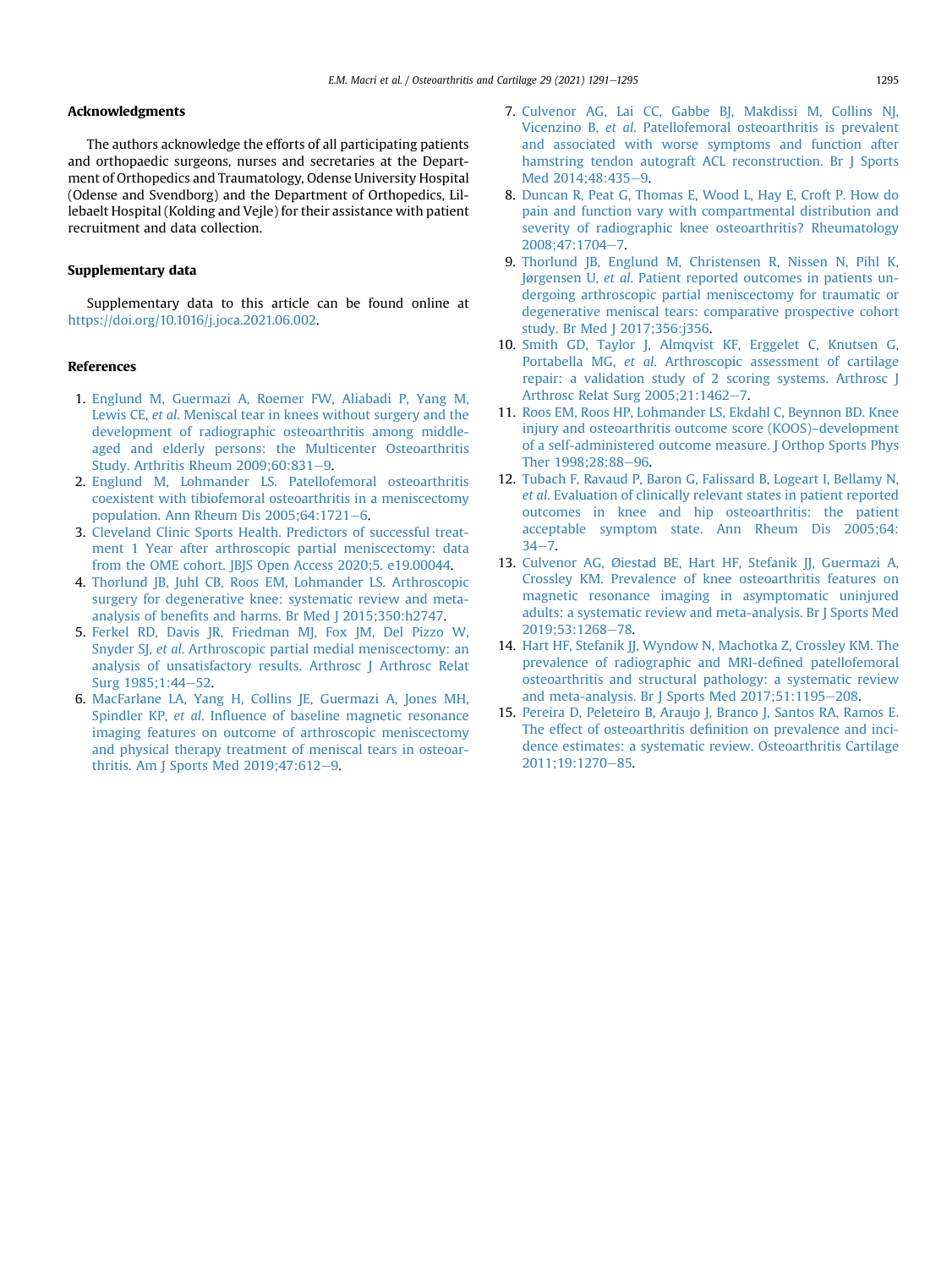## Acknowledgments

The authors acknowledge the efforts of all participating patients and orthopaedic surgeons, nurses and secretaries at the Department of Orthopedics and Traumatology, Odense University Hospital (Odense and Svendborg) and the Department of Orthopedics, Lillebaelt Hospital (Kolding and Vejle) for their assistance with patient recruitment and data collection.

## Supplementary data

Supplementary data to this article can be found online at https://doi.org/10.1016/j.joca.2021.06.002.

## References

1. Englund M, Guermazi A, Roemer FW, Aliabadi P, Yang M, Lewis CE, *et al.* Meniscal tear in knees without surgery and the development of radiographic osteoarthritis among middle-aged and elderly persons: the Multicenter Osteoarthritis Study. Arthritis Rheum 2009;60:831–9.
2. Englund M, Lohmander LS. Patellofemoral osteoarthritis coexistent with tibiofemoral osteoarthritis in a meniscectomy population. Ann Rheum Dis 2005;64:1721–6.
3. Cleveland Clinic Sports Health. Predictors of successful treatment 1 Year after arthroscopic partial meniscectomy: data from the OME cohort. JBJS Open Access 2020;5. e19.00044.
4. Thorlund JB, Juhl CB, Roos EM, Lohmander LS. Arthroscopic surgery for degenerative knee: systematic review and meta-analysis of benefits and harms. Br Med J 2015;350:h2747.
5. Ferkel RD, Davis JR, Friedman MJ, Fox JM, Del Pizzo W, Snyder SJ, *et al.* Arthroscopic partial medial meniscectomy: an analysis of unsatisfactory results. Arthrosc J Arthrosc Relat Surg 1985;1:44–52.
6. MacFarlane LA, Yang H, Collins JE, Guermazi A, Jones MH, Spindler KP, *et al.* Influence of baseline magnetic resonance imaging features on outcome of arthroscopic meniscectomy and physical therapy treatment of meniscal tears in osteoarthritis. Am J Sports Med 2019;47:612–9.
7. Culvenor AG, Lai CC, Gabbe BJ, Makdissi M, Collins NJ, Vicenzino B, *et al.* Patellofemoral osteoarthritis is prevalent and associated with worse symptoms and function after hamstring tendon autograft ACL reconstruction. Br J Sports Med 2014;48:435–9.
8. Duncan R, Peat G, Thomas E, Wood L, Hay E, Croft P. How do pain and function vary with compartmental distribution and severity of radiographic knee osteoarthritis? Rheumatology 2008;47:1704–7.
9. Thorlund JB, Englund M, Christensen R, Nissen N, Pihl K, Jørgensen U, *et al.* Patient reported outcomes in patients undergoing arthroscopic partial meniscectomy for traumatic or degenerative meniscal tears: comparative prospective cohort study. Br Med J 2017;356:j356.
10. Smith GD, Taylor J, Almqvist KF, Erggelet C, Knutsen G, Portabella MG, *et al.* Arthroscopic assessment of cartilage repair: a validation study of 2 scoring systems. Arthrosc J Arthrosc Relat Surg 2005;21:1462–7.
11. Roos EM, Roos HP, Lohmander LS, Ekdahl C, Beynnon BD. Knee injury and osteoarthritis outcome score (KOOS)–development of a self-administered outcome measure. J Orthop Sports Phys Ther 1998;28:88–96.
12. Tubach F, Ravaud P, Baron G, Falissard B, Logeart I, Bellamy N, *et al.* Evaluation of clinically relevant states in patient reported outcomes in knee and hip osteoarthritis: the patient acceptable symptom state. Ann Rheum Dis 2005;64:34–7.
13. Culvenor AG, Øiestad BE, Hart HF, Stefanik JJ, Guermazi A, Crossley KM. Prevalence of knee osteoarthritis features on magnetic resonance imaging in asymptomatic uninjured adults: a systematic review and meta-analysis. Br J Sports Med 2019;53:1268–78.
14. Hart HF, Stefanik JJ, Wyndow N, Machotka Z, Crossley KM. The prevalence of radiographic and MRI-defined patellofemoral osteoarthritis and structural pathology: a systematic review and meta-analysis. Br J Sports Med 2017;51:1195–208.
15. Pereira D, Peleteiro B, Araujo J, Branco J, Santos RA, Ramos E. The effect of osteoarthritis definition on prevalence and incidence estimates: a systematic review. Osteoarthritis Cartilage 2011;19:1270–85.